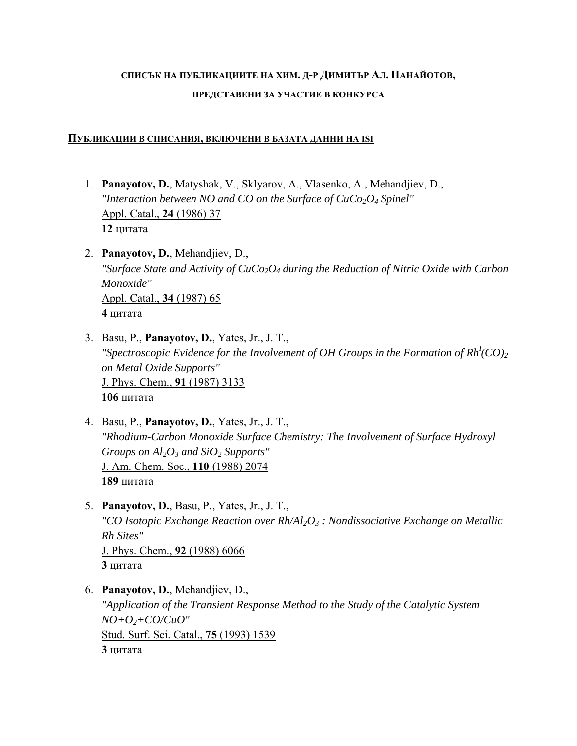**СПИСЪК НА ПУБЛИКАЦИИТЕ НА ХИМ. Д-Р ДИМИТЪР АЛ. ПАНАЙОТОВ,**

**ПРЕДСТАВЕНИ ЗА УЧАСТИЕ В КОНКУРСА**

---

## ПУБЛИКАЦИИ В СПИСАНИЯ, ВКЛЮЧЕНИ В БАЗАТА ДАННИ НА ISI

1. **Panayotov, D.**, Matyshak, V., Sklyarov, A., Vlasenko, A., Mehandjiev, D.,
   *"Interaction between NO and CO on the Surface of $CuCo_2O_4$ Spinel"*
   Appl. Catal., **24** (1986) 37
   **12** цитата

2. **Panayotov, D.**, Mehandjiev, D.,
   *"Surface State and Activity of $CuCo_2O_4$ during the Reduction of Nitric Oxide with Carbon Monoxide"*
   Appl. Catal., **34** (1987) 65
   **4** цитата

3. Basu, P., **Panayotov, D.**, Yates, Jr., J. T.,
   *"Spectroscopic Evidence for the Involvement of OH Groups in the Formation of $Rh^{I}(CO)_2$ on Metal Oxide Supports"*
   J. Phys. Chem., **91** (1987) 3133
   **106** цитата

4. Basu, P., **Panayotov, D.**, Yates, Jr., J. T.,
   *"Rhodium-Carbon Monoxide Surface Chemistry: The Involvement of Surface Hydroxyl Groups on $Al_2O_3$ and $SiO_2$ Supports"*
   J. Am. Chem. Soc., **110** (1988) 2074
   **189** цитата

5. **Panayotov, D.**, Basu, P., Yates, Jr., J. T.,
   *"CO Isotopic Exchange Reaction over $Rh/Al_2O_3$ : Nondissociative Exchange on Metallic Rh Sites"*
   J. Phys. Chem., **92** (1988) 6066
   **3** цитата

6. **Panayotov, D.**, Mehandjiev, D.,
   *"Application of the Transient Response Method to the Study of the Catalytic System $NO+O_2+CO/CuO$"*
   Stud. Surf. Sci. Catal., **75** (1993) 1539
   **3** цитата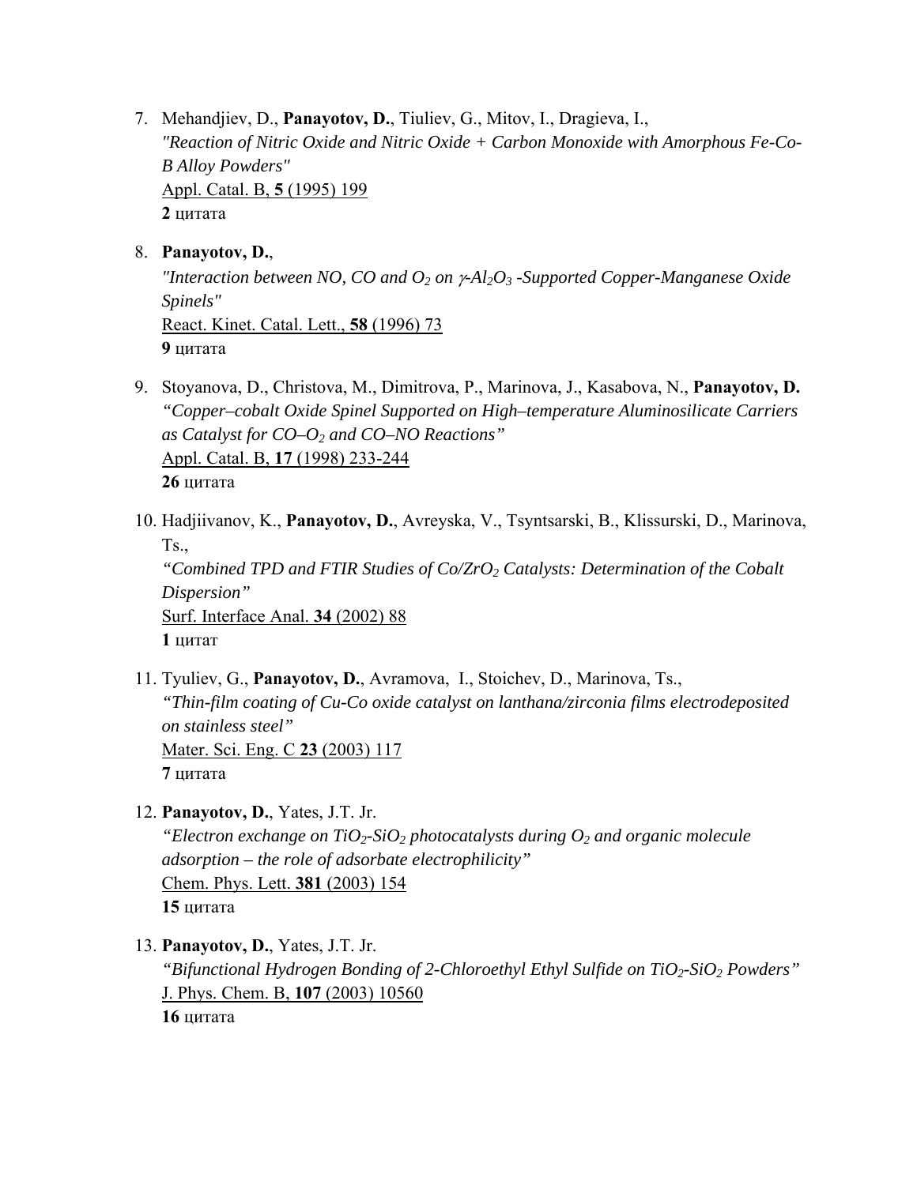7. Mehandjiev, D., **Panayotov, D.**, Tiuliev, G., Mitov, I., Dragieva, I.,
   *"Reaction of Nitric Oxide and Nitric Oxide + Carbon Monoxide with Amorphous Fe-Co-B Alloy Powders"*
   Appl. Catal. B, **5** (1995) 199
   **2** цитата

8. **Panayotov, D.**,
   *"Interaction between NO, CO and $O_2$ on $\gamma$-$Al_2O_3$ -Supported Copper-Manganese Oxide Spinels"*
   React. Kinet. Catal. Lett., **58** (1996) 73
   **9** цитата

9. Stoyanova, D., Christova, M., Dimitrova, P., Marinova, J., Kasabova, N., **Panayotov, D.**
   *"Copper–cobalt Oxide Spinel Supported on High–temperature Aluminosilicate Carriers as Catalyst for CO–$O_2$ and CO–NO Reactions"*
   Appl. Catal. B, **17** (1998) 233-244
   **26** цитата

10. Hadjiivanov, K., **Panayotov, D.**, Avreyska, V., Tsyntsarski, B., Klissurski, D., Marinova, Ts.,
    *"Combined TPD and FTIR Studies of Co/$ZrO_2$ Catalysts: Determination of the Cobalt Dispersion"*
    Surf. Interface Anal. **34** (2002) 88
    **1** цитат

11. Tyuliev, G., **Panayotov, D.**, Avramova, I., Stoichev, D., Marinova, Ts.,
    *"Thin-film coating of Cu-Co oxide catalyst on lanthana/zirconia films electrodeposited on stainless steel"*
    Mater. Sci. Eng. C **23** (2003) 117
    **7** цитата

12. **Panayotov, D.**, Yates, J.T. Jr.
    *"Electron exchange on $TiO_2$-$SiO_2$ photocatalysts during $O_2$ and organic molecule adsorption – the role of adsorbate electrophilicity"*
    Chem. Phys. Lett. **381** (2003) 154
    **15** цитата

13. **Panayotov, D.**, Yates, J.T. Jr.
    *"Bifunctional Hydrogen Bonding of 2-Chloroethyl Ethyl Sulfide on $TiO_2$-$SiO_2$ Powders"*
    J. Phys. Chem. B, **107** (2003) 10560
    **16** цитата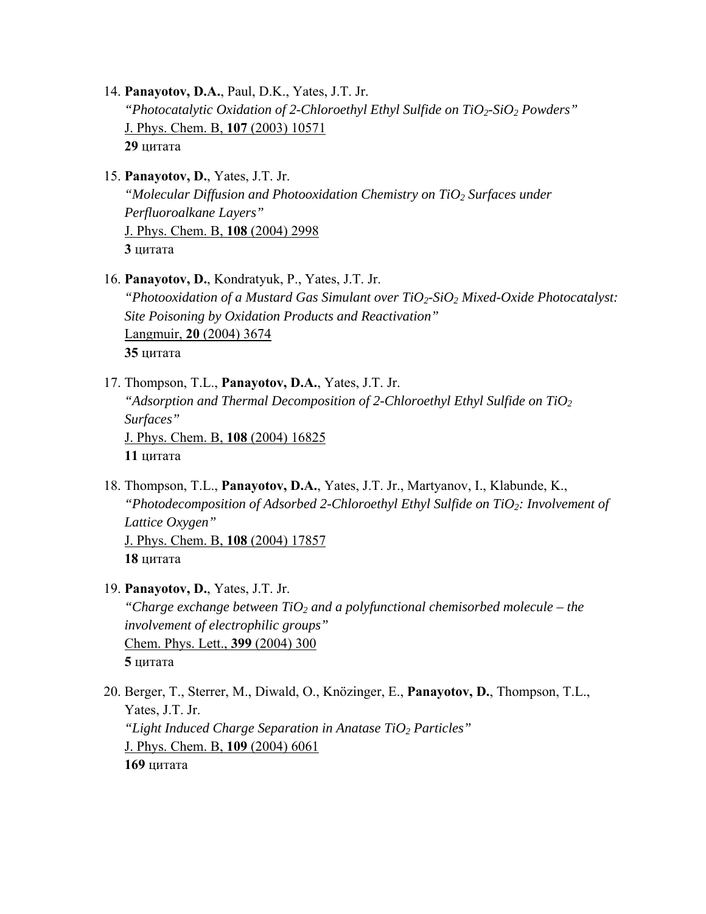14. **Panayotov, D.A.**, Paul, D.K., Yates, J.T. Jr.
    *"Photocatalytic Oxidation of 2-Chloroethyl Ethyl Sulfide on $TiO_2$-$SiO_2$ Powders"*
    J. Phys. Chem. B, **107** (2003) 10571
    **29** цитата

15. **Panayotov, D.**, Yates, J.T. Jr.
    *"Molecular Diffusion and Photooxidation Chemistry on $TiO_2$ Surfaces under Perfluoroalkane Layers"*
    J. Phys. Chem. B, **108** (2004) 2998
    **3** цитата

16. **Panayotov, D.**, Kondratyuk, P., Yates, J.T. Jr.
    *"Photooxidation of a Mustard Gas Simulant over $TiO_2$-$SiO_2$ Mixed-Oxide Photocatalyst: Site Poisoning by Oxidation Products and Reactivation"*
    Langmuir, **20** (2004) 3674
    **35** цитата

17. Thompson, T.L., **Panayotov, D.A.**, Yates, J.T. Jr.
    *"Adsorption and Thermal Decomposition of 2-Chloroethyl Ethyl Sulfide on $TiO_2$ Surfaces"*
    J. Phys. Chem. B, **108** (2004) 16825
    **11** цитата

18. Thompson, T.L., **Panayotov, D.A.**, Yates, J.T. Jr., Martyanov, I., Klabunde, K.,
    *"Photodecomposition of Adsorbed 2-Chloroethyl Ethyl Sulfide on $TiO_2$: Involvement of Lattice Oxygen"*
    J. Phys. Chem. B, **108** (2004) 17857
    **18** цитата

19. **Panayotov, D.**, Yates, J.T. Jr.
    *"Charge exchange between $TiO_2$ and a polyfunctional chemisorbed molecule – the involvement of electrophilic groups"*
    Chem. Phys. Lett., **399** (2004) 300
    **5** цитата

20. Berger, T., Sterrer, M., Diwald, O., Knözinger, E., **Panayotov, D.**, Thompson, T.L., Yates, J.T. Jr.
    *"Light Induced Charge Separation in Anatase $TiO_2$ Particles"*
    J. Phys. Chem. B, **109** (2004) 6061
    **169** цитата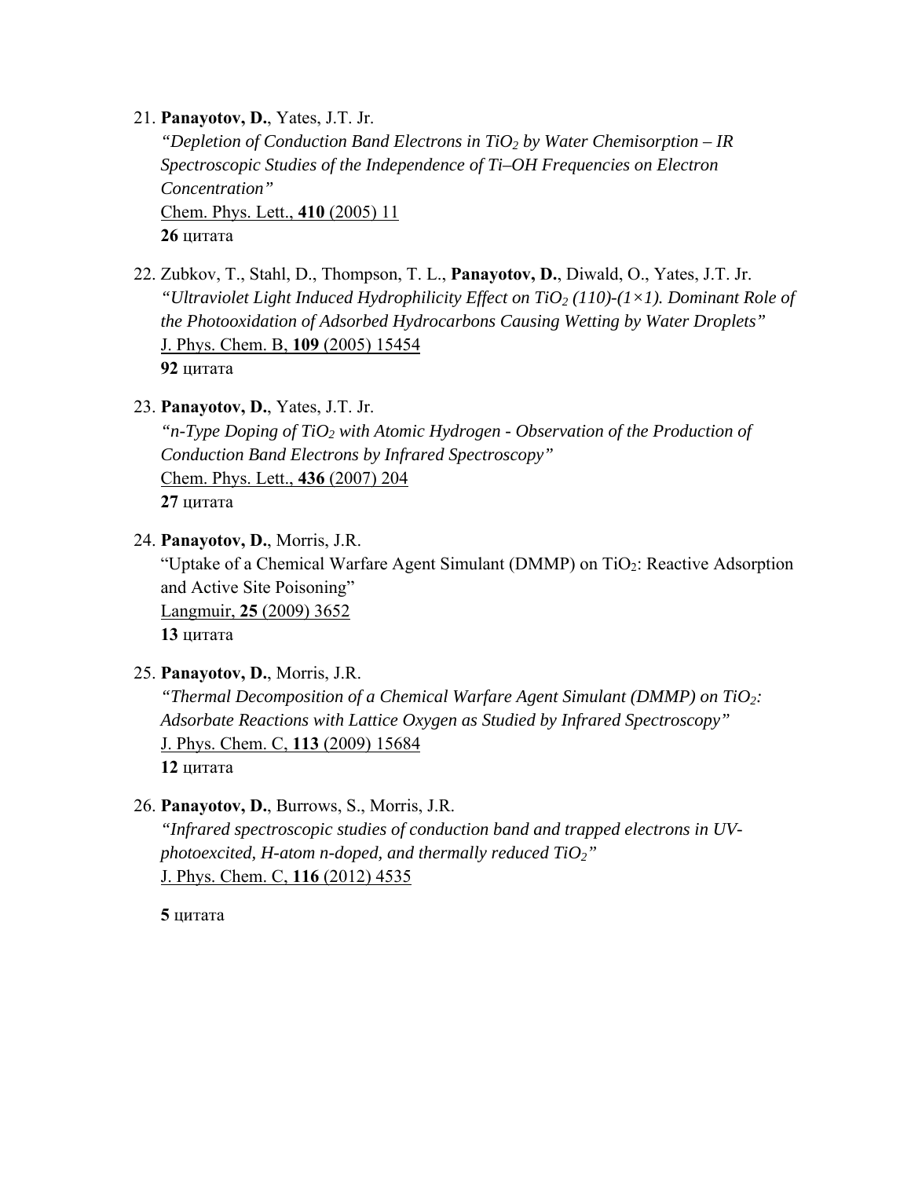21. **Panayotov, D.**, Yates, J.T. Jr.
 *"Depletion of Conduction Band Electrons in $TiO_2$ by Water Chemisorption – IR Spectroscopic Studies of the Independence of Ti–OH Frequencies on Electron Concentration"*
 Chem. Phys. Lett., **410** (2005) 11
 **26** цитата

22. Zubkov, T., Stahl, D., Thompson, T. L., **Panayotov, D.**, Diwald, O., Yates, J.T. Jr.
 *"Ultraviolet Light Induced Hydrophilicity Effect on $TiO_2$ (110)-(1×1). Dominant Role of the Photooxidation of Adsorbed Hydrocarbons Causing Wetting by Water Droplets"*
 J. Phys. Chem. B, **109** (2005) 15454
 **92** цитата

23. **Panayotov, D.**, Yates, J.T. Jr.
 *"n-Type Doping of $TiO_2$ with Atomic Hydrogen - Observation of the Production of Conduction Band Electrons by Infrared Spectroscopy"*
 Chem. Phys. Lett., **436** (2007) 204
 **27** цитата

24. **Panayotov, D.**, Morris, J.R.
 "Uptake of a Chemical Warfare Agent Simulant (DMMP) on $TiO_2$: Reactive Adsorption and Active Site Poisoning"
 Langmuir, **25** (2009) 3652
 **13** цитата

25. **Panayotov, D.**, Morris, J.R.
 *"Thermal Decomposition of a Chemical Warfare Agent Simulant (DMMP) on $TiO_2$: Adsorbate Reactions with Lattice Oxygen as Studied by Infrared Spectroscopy"*
 J. Phys. Chem. C, **113** (2009) 15684
 **12** цитата

26. **Panayotov, D.**, Burrows, S., Morris, J.R.
 *"Infrared spectroscopic studies of conduction band and trapped electrons in UV-photoexcited, H-atom n-doped, and thermally reduced $TiO_2$"*
 J. Phys. Chem. C, **116** (2012) 4535

 **5** цитата